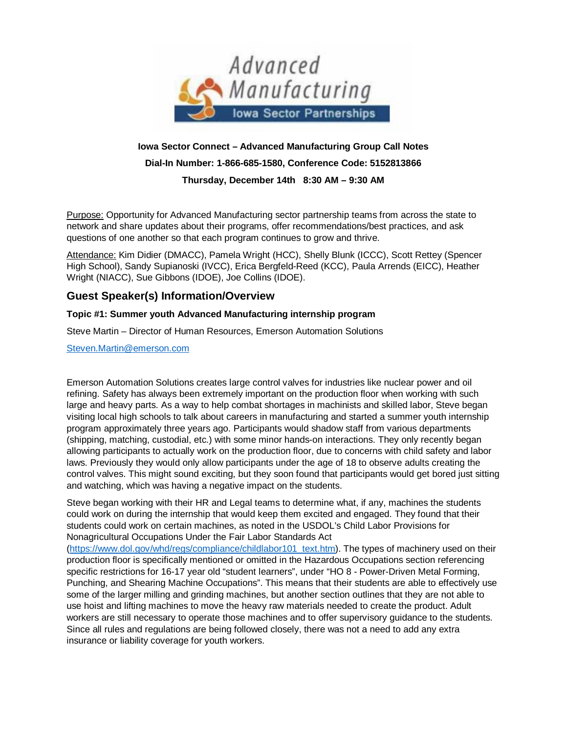**Iowa Sector Connect – Advanced Manufacturing Group Call Notes**

**Dial-In Number: 1-866-685-1580, Conference Code: 5152813866**

**Thursday, December 14th 8:30 AM – 9:30 AM**

Purpose: Opportunity for Advanced Manufacturing sector partnership teams from across the state to network and share updates about their programs, offer recommendations/best practices, and ask questions of one another so that each program continues to grow and thrive.

Attendance: Kim Didier (DMACC), Pamela Wright (HCC), Shelly Blunk (ICCC), Scott Rettey (Spencer High School), Sandy Supianoski (IVCC), Erica Bergfeld-Reed (KCC), Paula Arrends (EICC), Heather Wright (NIACC), Sue Gibbons (IDOE), Joe Collins (IDOE).

## Guest Speaker(s) Information/Overview

**Topic #1: Summer youth Advanced Manufacturing internship program**

Steve Martin – Director of Human Resources, Emerson Automation Solutions

Steven.Martin@emerson.com

Emerson Automation Solutions creates large control valves for industries like nuclear power and oil refining. Safety has always been extremely important on the production floor when working with such large and heavy parts. As a way to help combat shortages in machinists and skilled labor, Steve began visiting local high schools to talk about careers in manufacturing and started a summer youth internship program approximately three years ago. Participants would shadow staff from various departments (shipping, matching, custodial, etc.) with some minor hands-on interactions. They only recently began allowing participants to actually work on the production floor, due to concerns with child safety and labor laws. Previously they would only allow participants under the age of 18 to observe adults creating the control valves. This might sound exciting, but they soon found that participants would get bored just sitting and watching, which was having a negative impact on the students.

Steve began working with their HR and Legal teams to determine what, if any, machines the students could work on during the internship that would keep them excited and engaged. They found that their students could work on certain machines, as noted in the USDOL's Child Labor Provisions for Nonagricultural Occupations Under the Fair Labor Standards Act (https://www.dol.gov/whd/regs/compliance/childlabor101_text.htm). The types of machinery used on their production floor is specifically mentioned or omitted in the Hazardous Occupations section referencing specific restrictions for 16-17 year old "student learners", under "HO 8 - Power-Driven Metal Forming, Punching, and Shearing Machine Occupations". This means that their students are able to effectively use some of the larger milling and grinding machines, but another section outlines that they are not able to use hoist and lifting machines to move the heavy raw materials needed to create the product. Adult workers are still necessary to operate those machines and to offer supervisory guidance to the students. Since all rules and regulations are being followed closely, there was not a need to add any extra insurance or liability coverage for youth workers.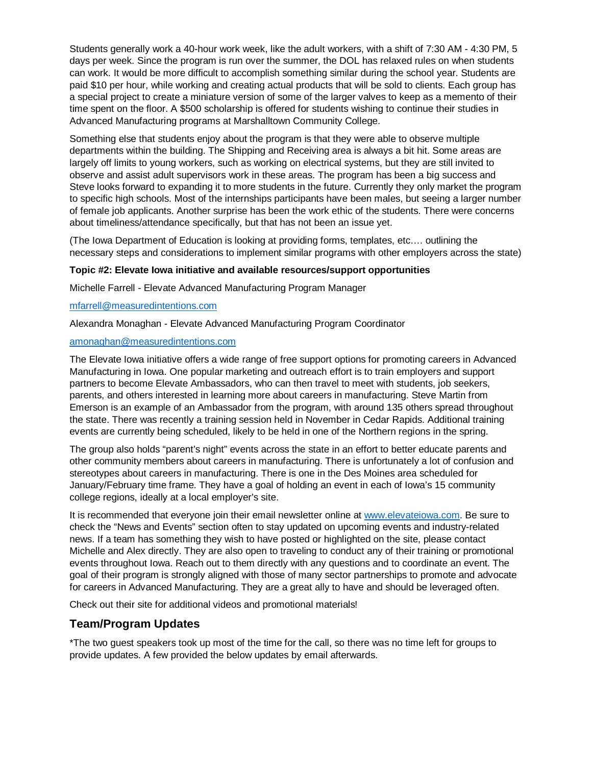Students generally work a 40-hour work week, like the adult workers, with a shift of 7:30 AM - 4:30 PM, 5 days per week. Since the program is run over the summer, the DOL has relaxed rules on when students can work. It would be more difficult to accomplish something similar during the school year. Students are paid $10 per hour, while working and creating actual products that will be sold to clients. Each group has a special project to create a miniature version of some of the larger valves to keep as a memento of their time spent on the floor. A $500 scholarship is offered for students wishing to continue their studies in Advanced Manufacturing programs at Marshalltown Community College.

Something else that students enjoy about the program is that they were able to observe multiple departments within the building. The Shipping and Receiving area is always a bit hit. Some areas are largely off limits to young workers, such as working on electrical systems, but they are still invited to observe and assist adult supervisors work in these areas. The program has been a big success and Steve looks forward to expanding it to more students in the future. Currently they only market the program to specific high schools. Most of the internships participants have been males, but seeing a larger number of female job applicants. Another surprise has been the work ethic of the students. There were concerns about timeliness/attendance specifically, but that has not been an issue yet.

(The Iowa Department of Education is looking at providing forms, templates, etc…. outlining the necessary steps and considerations to implement similar programs with other employers across the state)

**Topic #2: Elevate Iowa initiative and available resources/support opportunities**

Michelle Farrell - Elevate Advanced Manufacturing Program Manager

mfarrell@measuredintentions.com

Alexandra Monaghan - Elevate Advanced Manufacturing Program Coordinator

amonaghan@measuredintentions.com

The Elevate Iowa initiative offers a wide range of free support options for promoting careers in Advanced Manufacturing in Iowa. One popular marketing and outreach effort is to train employers and support partners to become Elevate Ambassadors, who can then travel to meet with students, job seekers, parents, and others interested in learning more about careers in manufacturing. Steve Martin from Emerson is an example of an Ambassador from the program, with around 135 others spread throughout the state. There was recently a training session held in November in Cedar Rapids. Additional training events are currently being scheduled, likely to be held in one of the Northern regions in the spring.

The group also holds "parent's night" events across the state in an effort to better educate parents and other community members about careers in manufacturing. There is unfortunately a lot of confusion and stereotypes about careers in manufacturing. There is one in the Des Moines area scheduled for January/February time frame. They have a goal of holding an event in each of Iowa's 15 community college regions, ideally at a local employer's site.

It is recommended that everyone join their email newsletter online at www.elevateiowa.com. Be sure to check the "News and Events" section often to stay updated on upcoming events and industry-related news. If a team has something they wish to have posted or highlighted on the site, please contact Michelle and Alex directly. They are also open to traveling to conduct any of their training or promotional events throughout Iowa. Reach out to them directly with any questions and to coordinate an event. The goal of their program is strongly aligned with those of many sector partnerships to promote and advocate for careers in Advanced Manufacturing. They are a great ally to have and should be leveraged often.

Check out their site for additional videos and promotional materials!

## Team/Program Updates

*The two guest speakers took up most of the time for the call, so there was no time left for groups to provide updates. A few provided the below updates by email afterwards.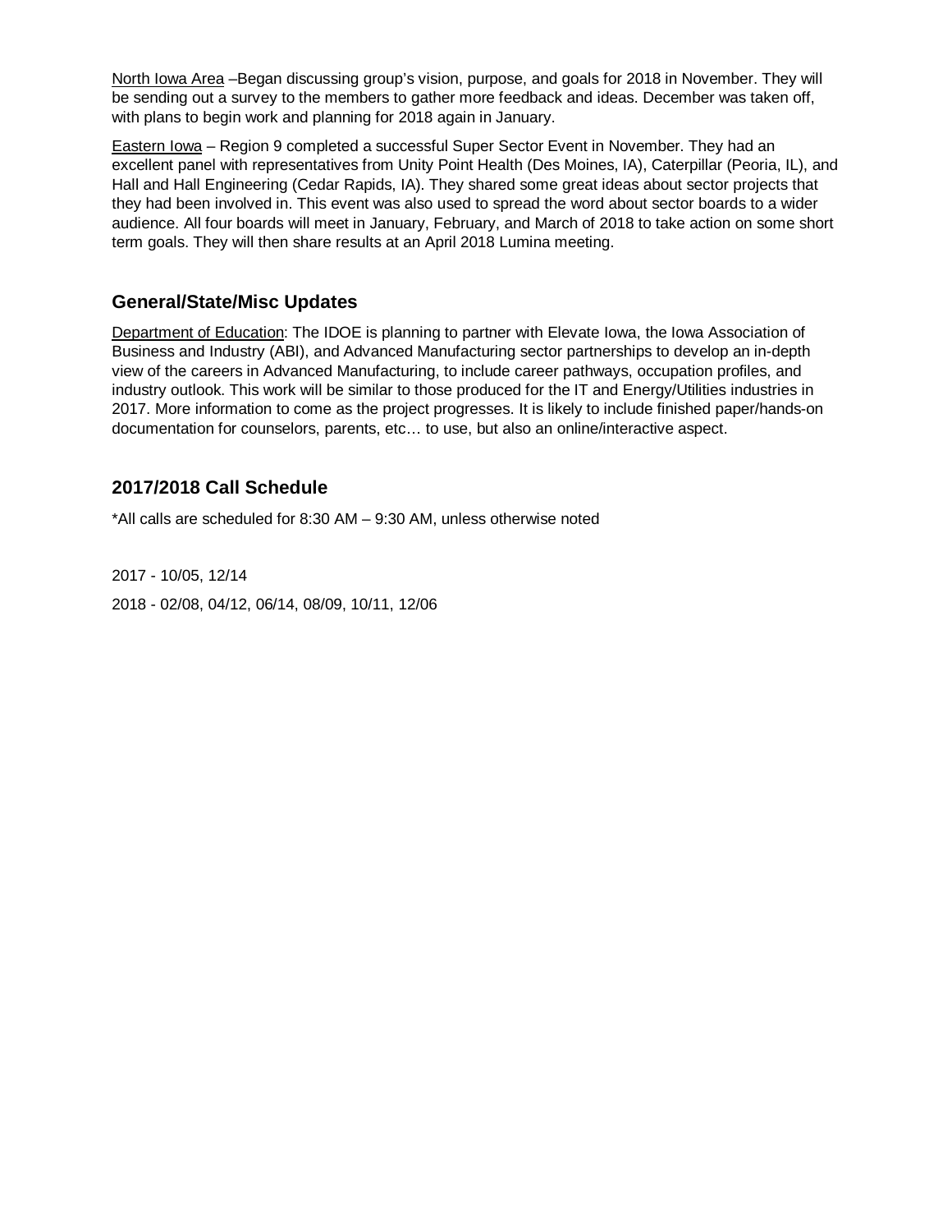North Iowa Area –Began discussing group's vision, purpose, and goals for 2018 in November. They will be sending out a survey to the members to gather more feedback and ideas. December was taken off, with plans to begin work and planning for 2018 again in January.

Eastern Iowa – Region 9 completed a successful Super Sector Event in November. They had an excellent panel with representatives from Unity Point Health (Des Moines, IA), Caterpillar (Peoria, IL), and Hall and Hall Engineering (Cedar Rapids, IA). They shared some great ideas about sector projects that they had been involved in. This event was also used to spread the word about sector boards to a wider audience. All four boards will meet in January, February, and March of 2018 to take action on some short term goals. They will then share results at an April 2018 Lumina meeting.

## General/State/Misc Updates

Department of Education: The IDOE is planning to partner with Elevate Iowa, the Iowa Association of Business and Industry (ABI), and Advanced Manufacturing sector partnerships to develop an in-depth view of the careers in Advanced Manufacturing, to include career pathways, occupation profiles, and industry outlook. This work will be similar to those produced for the IT and Energy/Utilities industries in 2017. More information to come as the project progresses. It is likely to include finished paper/hands-on documentation for counselors, parents, etc… to use, but also an online/interactive aspect.

## 2017/2018 Call Schedule

*All calls are scheduled for 8:30 AM – 9:30 AM, unless otherwise noted

2017 - 10/05, 12/14

2018 - 02/08, 04/12, 06/14, 08/09, 10/11, 12/06